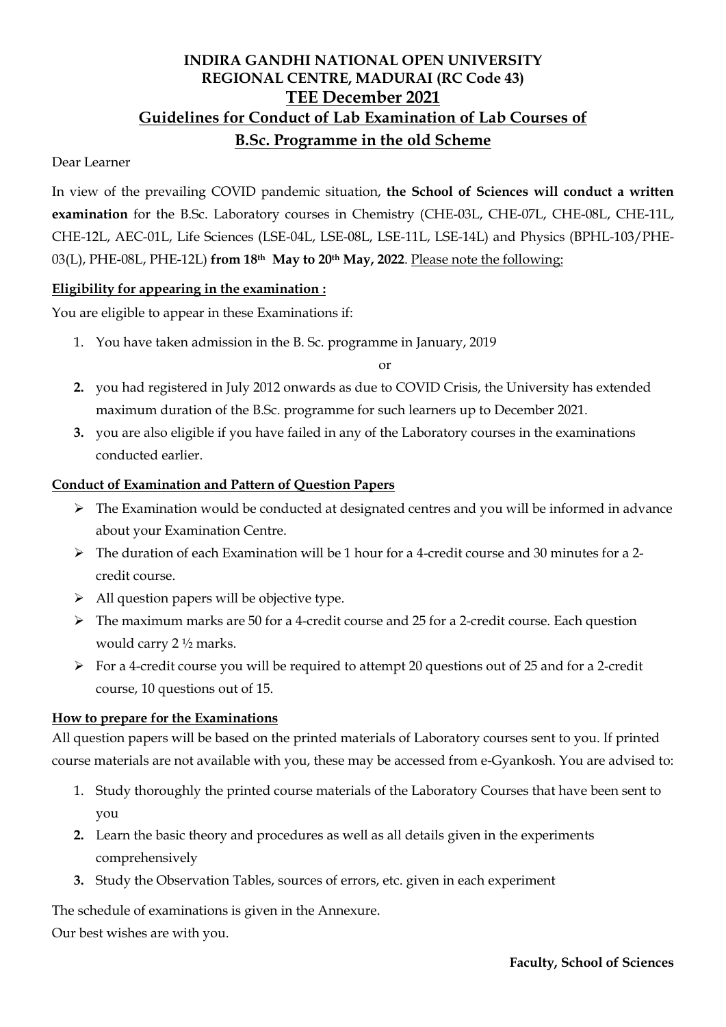# INDIRA GANDHI NATIONAL OPEN UNIVERSITY
## REGIONAL CENTRE, MADURAI (RC Code 43)
## TEE December 2021
## Guidelines for Conduct of Lab Examination of Lab Courses of B.Sc. Programme in the old Scheme

Dear Learner

In view of the prevailing COVID pandemic situation, **the School of Sciences will conduct a written examination** for the B.Sc. Laboratory courses in Chemistry (CHE-03L, CHE-07L, CHE-08L, CHE-11L, CHE-12L, AEC-01L, Life Sciences (LSE-04L, LSE-08L, LSE-11L, LSE-14L) and Physics (BPHL-103/PHE-03(L), PHE-08L, PHE-12L) **from 18th May to 20th May, 2022**. Please note the following:

**Eligibility for appearing in the examination :**

You are eligible to appear in these Examinations if:

1. You have taken admission in the B. Sc. programme in January, 2019

   or

2. you had registered in July 2012 onwards as due to COVID Crisis, the University has extended maximum duration of the B.Sc. programme for such learners up to December 2021.
3. you are also eligible if you have failed in any of the Laboratory courses in the examinations conducted earlier.

**Conduct of Examination and Pattern of Question Papers**

- The Examination would be conducted at designated centres and you will be informed in advance about your Examination Centre.
- The duration of each Examination will be 1 hour for a 4-credit course and 30 minutes for a 2-credit course.
- All question papers will be objective type.
- The maximum marks are 50 for a 4-credit course and 25 for a 2-credit course. Each question would carry 2 ½ marks.
- For a 4-credit course you will be required to attempt 20 questions out of 25 and for a 2-credit course, 10 questions out of 15.

**How to prepare for the Examinations**

All question papers will be based on the printed materials of Laboratory courses sent to you. If printed course materials are not available with you, these may be accessed from e-Gyankosh. You are advised to:

1. Study thoroughly the printed course materials of the Laboratory Courses that have been sent to you
2. Learn the basic theory and procedures as well as all details given in the experiments comprehensively
3. Study the Observation Tables, sources of errors, etc. given in each experiment

The schedule of examinations is given in the Annexure.

Our best wishes are with you.

**Faculty, School of Sciences**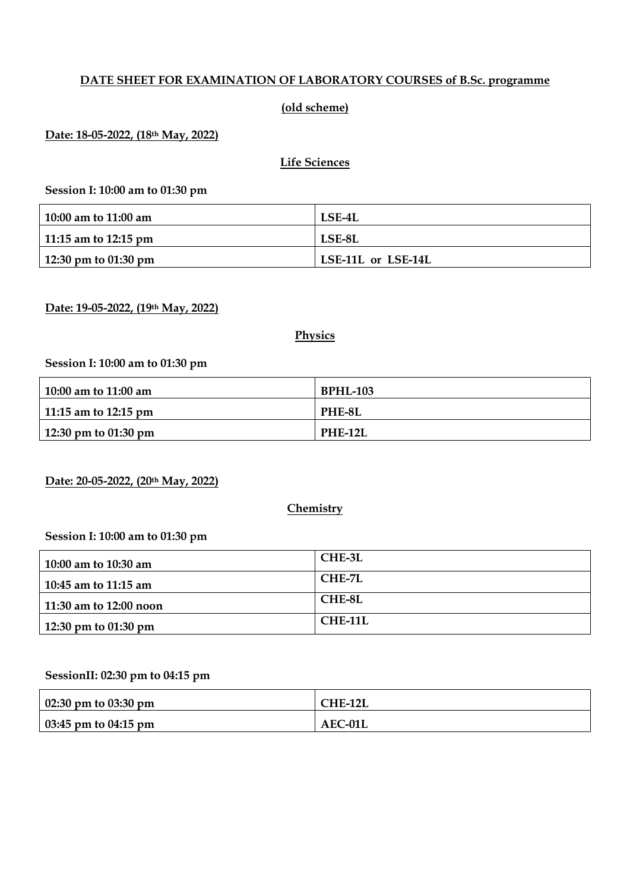**DATE SHEET FOR EXAMINATION OF LABORATORY COURSES of B.Sc. programme**

**(old scheme)**

**Date: 18-05-2022, (18th May, 2022)**

**Life Sciences**

**Session I: 10:00 am to 01:30 pm**

| | |
|---|---|
| 10:00 am to 11:00 am | LSE-4L |
| 11:15 am to 12:15 pm | LSE-8L |
| 12:30 pm to 01:30 pm | LSE-11L or LSE-14L |

**Date: 19-05-2022, (19th May, 2022)**

**Physics**

**Session I: 10:00 am to 01:30 pm**

| | |
|---|---|
| 10:00 am to 11:00 am | BPHL-103 |
| 11:15 am to 12:15 pm | PHE-8L |
| 12:30 pm to 01:30 pm | PHE-12L |

**Date: 20-05-2022, (20th May, 2022)**

**Chemistry**

**Session I: 10:00 am to 01:30 pm**

| | |
|---|---|
| 10:00 am to 10:30 am | CHE-3L |
| 10:45 am to 11:15 am | CHE-7L |
| 11:30 am to 12:00 noon | CHE-8L |
| 12:30 pm to 01:30 pm | CHE-11L |

**SessionII: 02:30 pm to 04:15 pm**

| | |
|---|---|
| 02:30 pm to 03:30 pm | CHE-12L |
| 03:45 pm to 04:15 pm | AEC-01L |